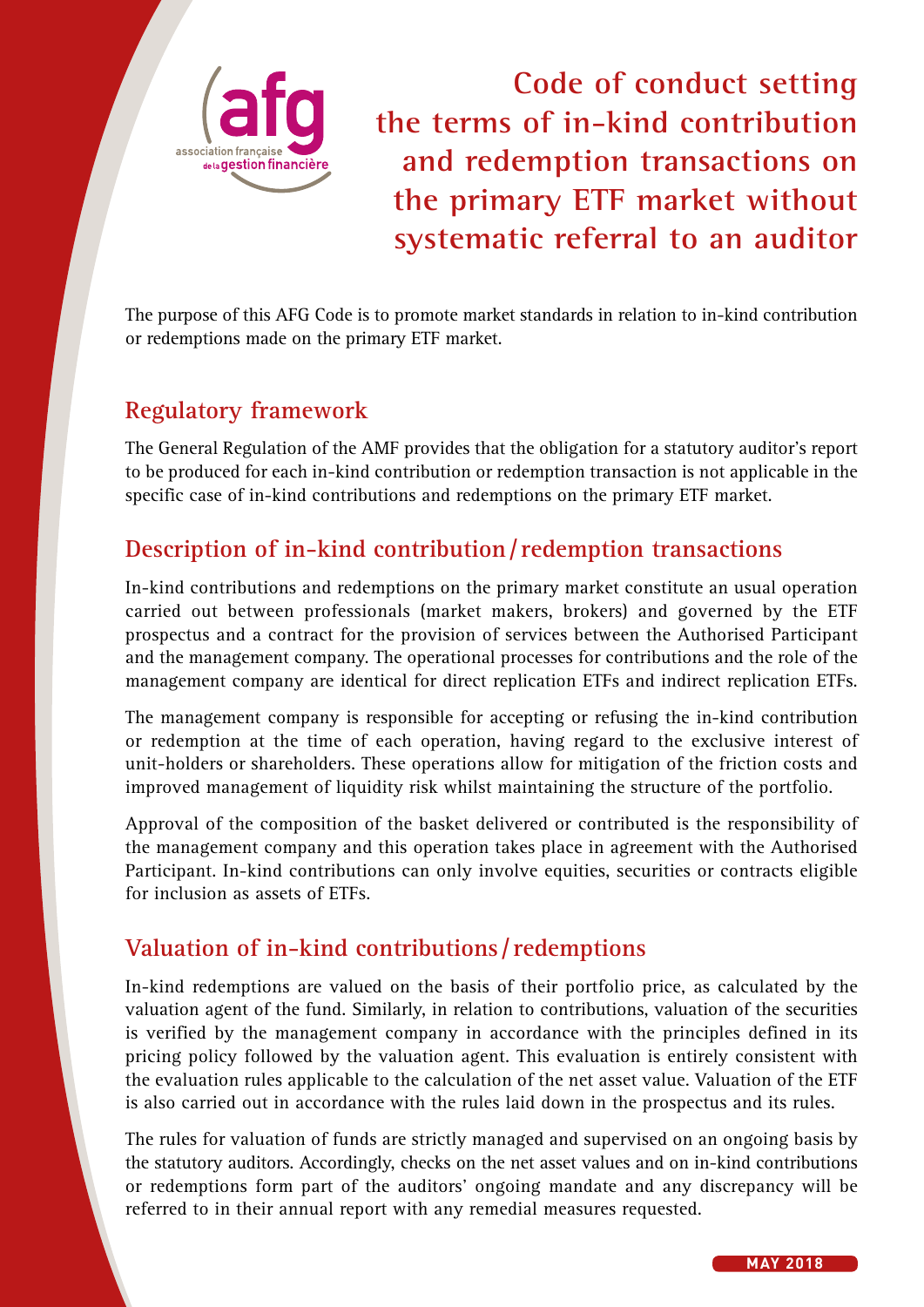# Code of conduct setting the terms of in-kind contribution and redemption transactions on the primary ETF market without systematic referral to an auditor

The purpose of this AFG Code is to promote market standards in relation to in-kind contribution or redemptions made on the primary ETF market.

## Regulatory framework

The General Regulation of the AMF provides that the obligation for a statutory auditor's report to be produced for each in-kind contribution or redemption transaction is not applicable in the specific case of in-kind contributions and redemptions on the primary ETF market.

## Description of in-kind contribution / redemption transactions

In-kind contributions and redemptions on the primary market constitute an usual operation carried out between professionals (market makers, brokers) and governed by the ETF prospectus and a contract for the provision of services between the Authorised Participant and the management company. The operational processes for contributions and the role of the management company are identical for direct replication ETFs and indirect replication ETFs.

The management company is responsible for accepting or refusing the in-kind contribution or redemption at the time of each operation, having regard to the exclusive interest of unit-holders or shareholders. These operations allow for mitigation of the friction costs and improved management of liquidity risk whilst maintaining the structure of the portfolio.

Approval of the composition of the basket delivered or contributed is the responsibility of the management company and this operation takes place in agreement with the Authorised Participant. In-kind contributions can only involve equities, securities or contracts eligible for inclusion as assets of ETFs.

## Valuation of in-kind contributions / redemptions

In-kind redemptions are valued on the basis of their portfolio price, as calculated by the valuation agent of the fund. Similarly, in relation to contributions, valuation of the securities is verified by the management company in accordance with the principles defined in its pricing policy followed by the valuation agent. This evaluation is entirely consistent with the evaluation rules applicable to the calculation of the net asset value. Valuation of the ETF is also carried out in accordance with the rules laid down in the prospectus and its rules.

The rules for valuation of funds are strictly managed and supervised on an ongoing basis by the statutory auditors. Accordingly, checks on the net asset values and on in-kind contributions or redemptions form part of the auditors' ongoing mandate and any discrepancy will be referred to in their annual report with any remedial measures requested.

MAY 2018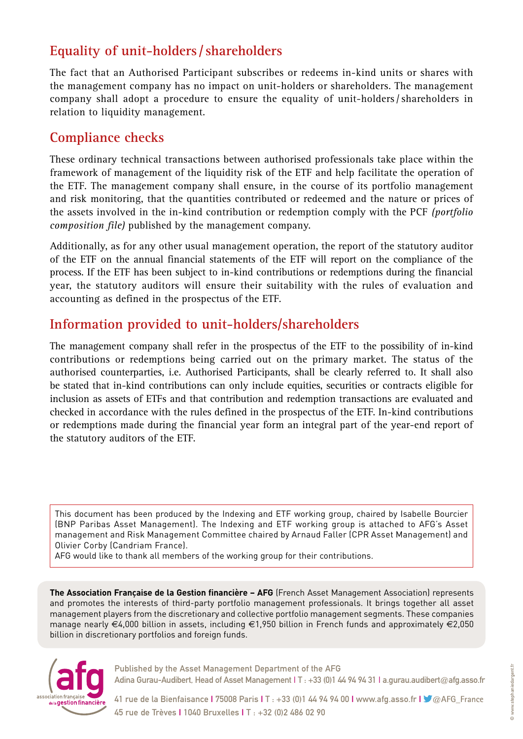## Equality of unit-holders / shareholders

The fact that an Authorised Participant subscribes or redeems in-kind units or shares with the management company has no impact on unit-holders or shareholders. The management company shall adopt a procedure to ensure the equality of unit-holders / shareholders in relation to liquidity management.

## Compliance checks

These ordinary technical transactions between authorised professionals take place within the framework of management of the liquidity risk of the ETF and help facilitate the operation of the ETF. The management company shall ensure, in the course of its portfolio management and risk monitoring, that the quantities contributed or redeemed and the nature or prices of the assets involved in the in-kind contribution or redemption comply with the PCF *(portfolio composition file)* published by the management company.

Additionally, as for any other usual management operation, the report of the statutory auditor of the ETF on the annual financial statements of the ETF will report on the compliance of the process. If the ETF has been subject to in-kind contributions or redemptions during the financial year, the statutory auditors will ensure their suitability with the rules of evaluation and accounting as defined in the prospectus of the ETF.

## Information provided to unit-holders/shareholders

The management company shall refer in the prospectus of the ETF to the possibility of in-kind contributions or redemptions being carried out on the primary market. The status of the authorised counterparties, i.e. Authorised Participants, shall be clearly referred to. It shall also be stated that in-kind contributions can only include equities, securities or contracts eligible for inclusion as assets of ETFs and that contribution and redemption transactions are evaluated and checked in accordance with the rules defined in the prospectus of the ETF. In-kind contributions or redemptions made during the financial year form an integral part of the year-end report of the statutory auditors of the ETF.

This document has been produced by the Indexing and ETF working group, chaired by Isabelle Bourcier (BNP Paribas Asset Management). The Indexing and ETF working group is attached to AFG's Asset management and Risk Management Committee chaired by Arnaud Faller (CPR Asset Management) and Olivier Corby (Candriam France).
AFG would like to thank all members of the working group for their contributions.

**The Association Française de la Gestion financière – AFG** (French Asset Management Association) represents and promotes the interests of third-party portfolio management professionals. It brings together all asset management players from the discretionary and collective portfolio management segments. These companies manage nearly €4,000 billion in assets, including €1,950 billion in French funds and approximately €2,050 billion in discretionary portfolios and foreign funds.

afg association française de la gestion financière

Published by the Asset Management Department of the AFG
Adina Gurau-Audibert, Head of Asset Management | T : +33 (0)1 44 94 94 31 | a.gurau.audibert@afg.asso.fr

41 rue de la Bienfaisance | 75008 Paris | T : +33 (0)1 44 94 94 00 | www.afg.asso.fr | @AFG_France
45 rue de Trèves | 1040 Bruxelles | T : +32 (0)2 486 02 90

© www.stephaniedargent.fr